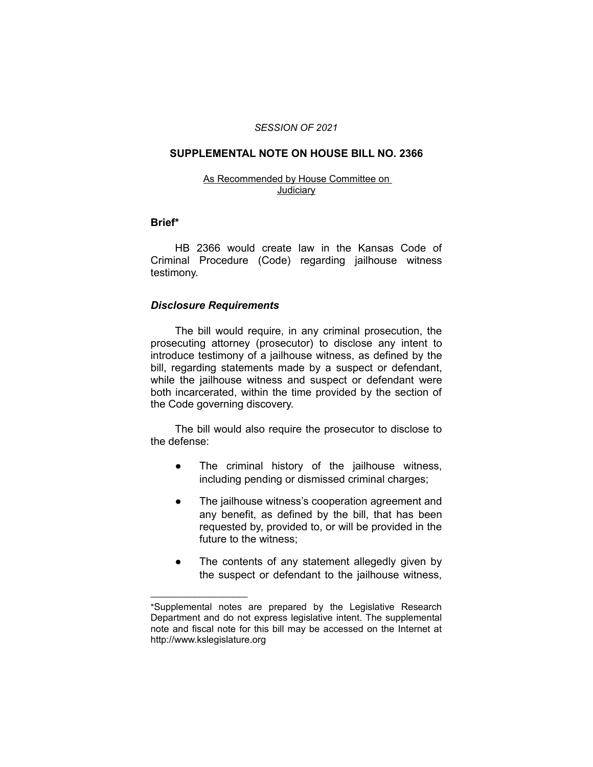*SESSION OF 2021*

## SUPPLEMENTAL NOTE ON HOUSE BILL NO. 2366

As Recommended by House Committee on Judiciary

### Brief*

HB 2366 would create law in the Kansas Code of Criminal Procedure (Code) regarding jailhouse witness testimony.

### *Disclosure Requirements*

The bill would require, in any criminal prosecution, the prosecuting attorney (prosecutor) to disclose any intent to introduce testimony of a jailhouse witness, as defined by the bill, regarding statements made by a suspect or defendant, while the jailhouse witness and suspect or defendant were both incarcerated, within the time provided by the section of the Code governing discovery.

The bill would also require the prosecutor to disclose to the defense:

- The criminal history of the jailhouse witness, including pending or dismissed criminal charges;
- The jailhouse witness's cooperation agreement and any benefit, as defined by the bill, that has been requested by, provided to, or will be provided in the future to the witness;
- The contents of any statement allegedly given by the suspect or defendant to the jailhouse witness,

---

*Supplemental notes are prepared by the Legislative Research Department and do not express legislative intent. The supplemental note and fiscal note for this bill may be accessed on the Internet at http://www.kslegislature.org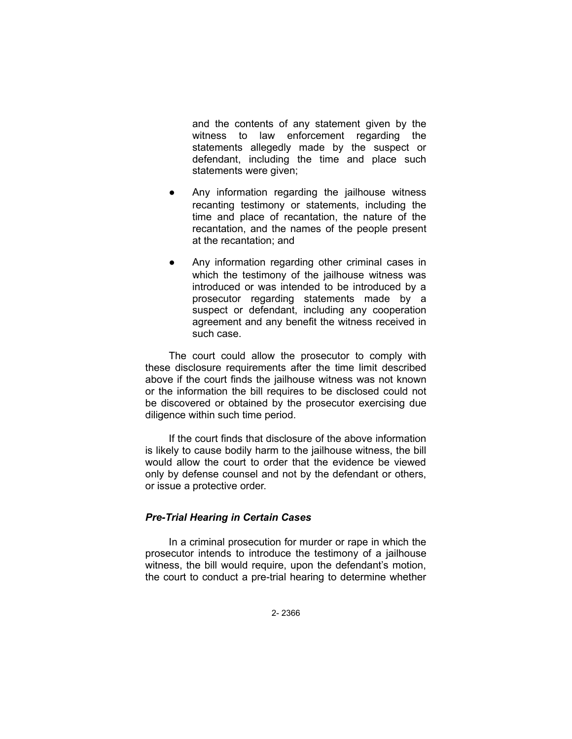and the contents of any statement given by the witness to law enforcement regarding the statements allegedly made by the suspect or defendant, including the time and place such statements were given;

- Any information regarding the jailhouse witness recanting testimony or statements, including the time and place of recantation, the nature of the recantation, and the names of the people present at the recantation; and

- Any information regarding other criminal cases in which the testimony of the jailhouse witness was introduced or was intended to be introduced by a prosecutor regarding statements made by a suspect or defendant, including any cooperation agreement and any benefit the witness received in such case.

The court could allow the prosecutor to comply with these disclosure requirements after the time limit described above if the court finds the jailhouse witness was not known or the information the bill requires to be disclosed could not be discovered or obtained by the prosecutor exercising due diligence within such time period.

If the court finds that disclosure of the above information is likely to cause bodily harm to the jailhouse witness, the bill would allow the court to order that the evidence be viewed only by defense counsel and not by the defendant or others, or issue a protective order.

### *Pre-Trial Hearing in Certain Cases*

In a criminal prosecution for murder or rape in which the prosecutor intends to introduce the testimony of a jailhouse witness, the bill would require, upon the defendant's motion, the court to conduct a pre-trial hearing to determine whether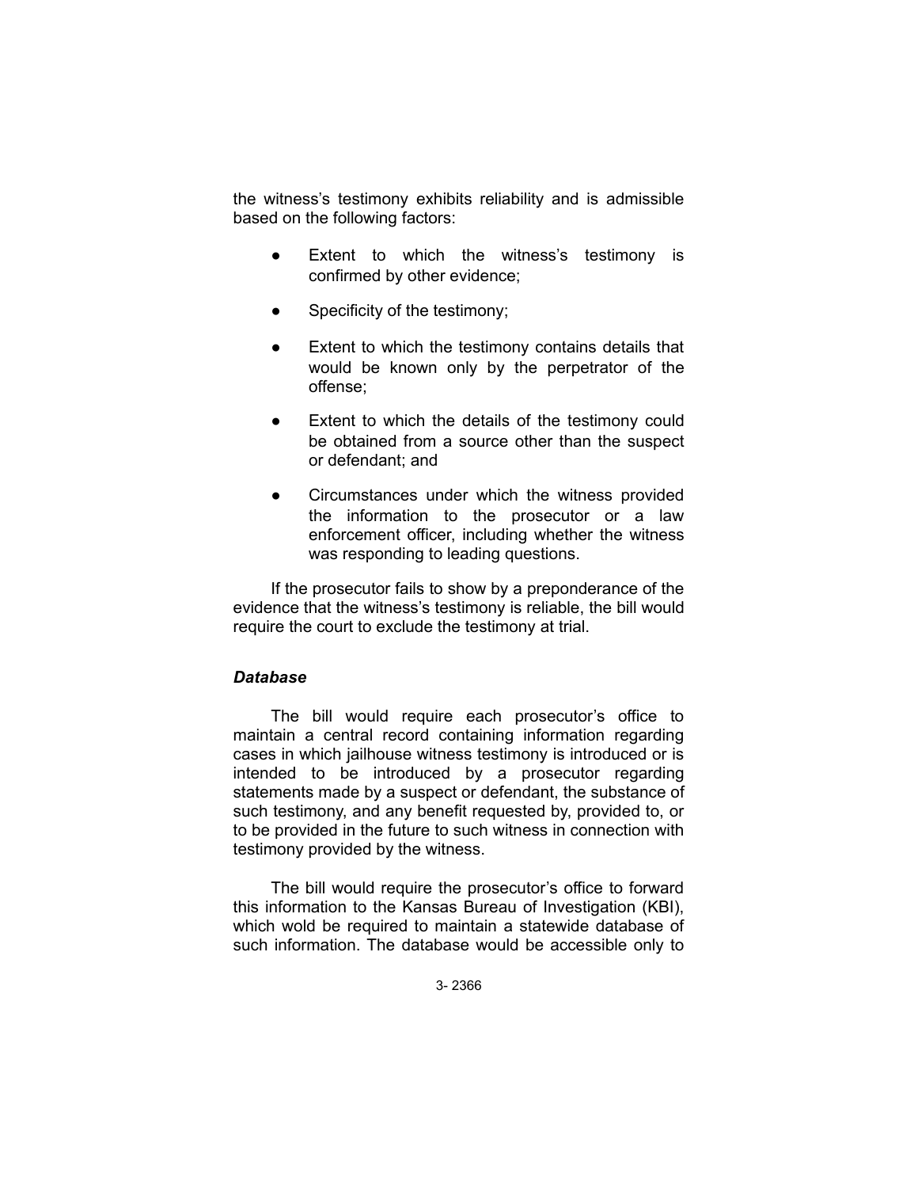the witness's testimony exhibits reliability and is admissible based on the following factors:

- Extent to which the witness's testimony is confirmed by other evidence;
- Specificity of the testimony;
- Extent to which the testimony contains details that would be known only by the perpetrator of the offense;
- Extent to which the details of the testimony could be obtained from a source other than the suspect or defendant; and
- Circumstances under which the witness provided the information to the prosecutor or a law enforcement officer, including whether the witness was responding to leading questions.

If the prosecutor fails to show by a preponderance of the evidence that the witness's testimony is reliable, the bill would require the court to exclude the testimony at trial.

### *Database*

The bill would require each prosecutor's office to maintain a central record containing information regarding cases in which jailhouse witness testimony is introduced or is intended to be introduced by a prosecutor regarding statements made by a suspect or defendant, the substance of such testimony, and any benefit requested by, provided to, or to be provided in the future to such witness in connection with testimony provided by the witness.

The bill would require the prosecutor's office to forward this information to the Kansas Bureau of Investigation (KBI), which wold be required to maintain a statewide database of such information. The database would be accessible only to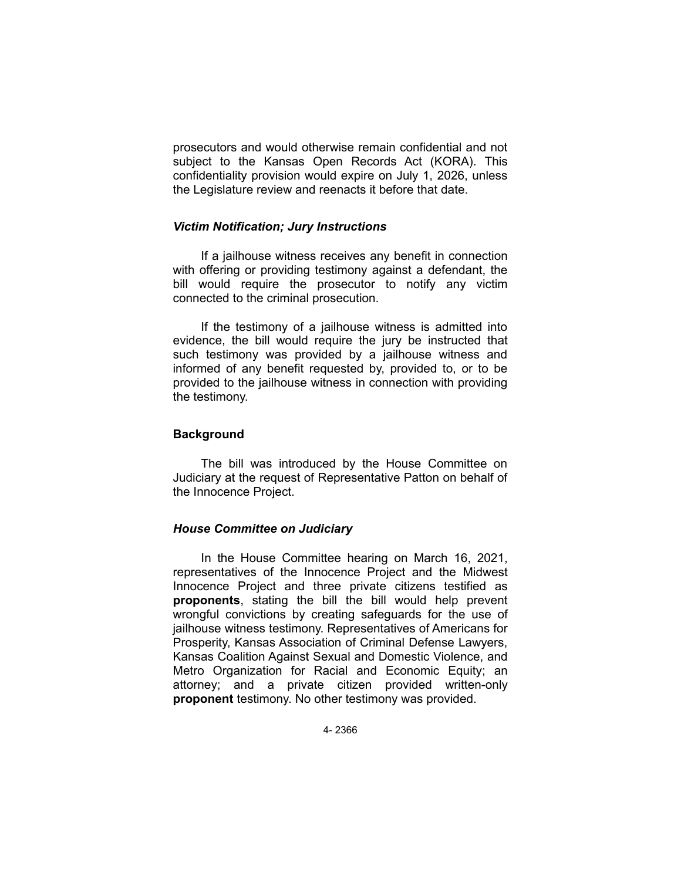prosecutors and would otherwise remain confidential and not subject to the Kansas Open Records Act (KORA). This confidentiality provision would expire on July 1, 2026, unless the Legislature review and reenacts it before that date.

### *Victim Notification; Jury Instructions*

If a jailhouse witness receives any benefit in connection with offering or providing testimony against a defendant, the bill would require the prosecutor to notify any victim connected to the criminal prosecution.

If the testimony of a jailhouse witness is admitted into evidence, the bill would require the jury be instructed that such testimony was provided by a jailhouse witness and informed of any benefit requested by, provided to, or to be provided to the jailhouse witness in connection with providing the testimony.

## Background

The bill was introduced by the House Committee on Judiciary at the request of Representative Patton on behalf of the Innocence Project.

### *House Committee on Judiciary*

In the House Committee hearing on March 16, 2021, representatives of the Innocence Project and the Midwest Innocence Project and three private citizens testified as **proponents**, stating the bill the bill would help prevent wrongful convictions by creating safeguards for the use of jailhouse witness testimony. Representatives of Americans for Prosperity, Kansas Association of Criminal Defense Lawyers, Kansas Coalition Against Sexual and Domestic Violence, and Metro Organization for Racial and Economic Equity; an attorney; and a private citizen provided written-only **proponent** testimony. No other testimony was provided.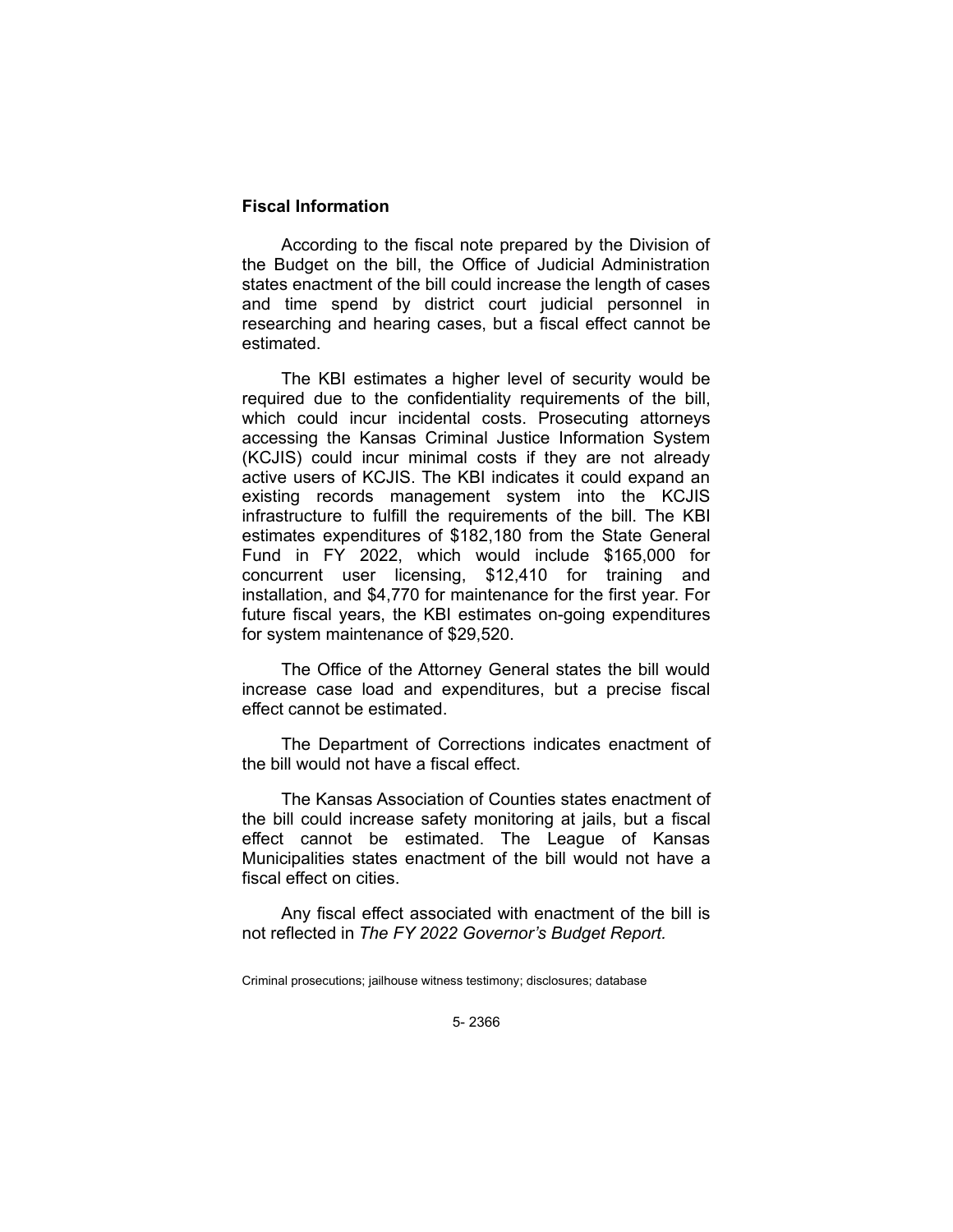**Fiscal Information**

According to the fiscal note prepared by the Division of the Budget on the bill, the Office of Judicial Administration states enactment of the bill could increase the length of cases and time spend by district court judicial personnel in researching and hearing cases, but a fiscal effect cannot be estimated.

The KBI estimates a higher level of security would be required due to the confidentiality requirements of the bill, which could incur incidental costs. Prosecuting attorneys accessing the Kansas Criminal Justice Information System (KCJIS) could incur minimal costs if they are not already active users of KCJIS. The KBI indicates it could expand an existing records management system into the KCJIS infrastructure to fulfill the requirements of the bill. The KBI estimates expenditures of $182,180 from the State General Fund in FY 2022, which would include $165,000 for concurrent user licensing, $12,410 for training and installation, and $4,770 for maintenance for the first year. For future fiscal years, the KBI estimates on-going expenditures for system maintenance of $29,520.

The Office of the Attorney General states the bill would increase case load and expenditures, but a precise fiscal effect cannot be estimated.

The Department of Corrections indicates enactment of the bill would not have a fiscal effect.

The Kansas Association of Counties states enactment of the bill could increase safety monitoring at jails, but a fiscal effect cannot be estimated. The League of Kansas Municipalities states enactment of the bill would not have a fiscal effect on cities.

Any fiscal effect associated with enactment of the bill is not reflected in *The FY 2022 Governor's Budget Report.*

Criminal prosecutions; jailhouse witness testimony; disclosures; database